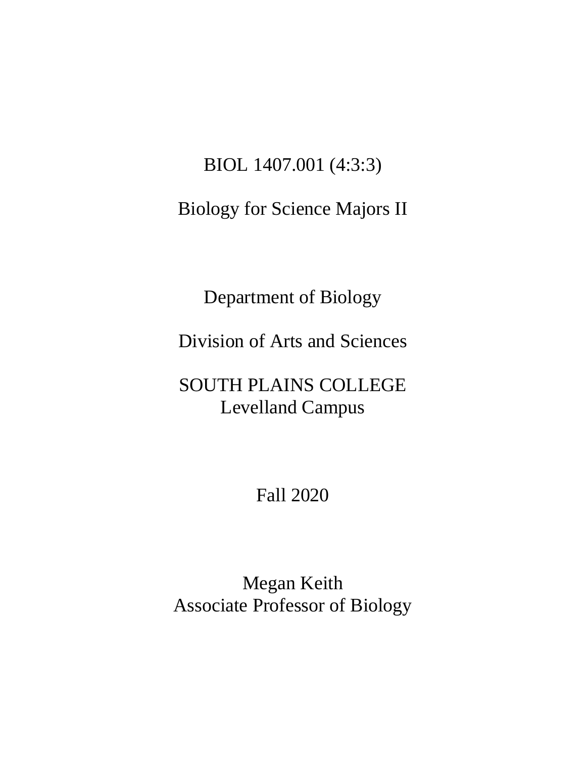# BIOL 1407.001 (4:3:3)

# Biology for Science Majors II

Department of Biology

Division of Arts and Sciences

SOUTH PLAINS COLLEGE
Levelland Campus

Fall 2020

Megan Keith
Associate Professor of Biology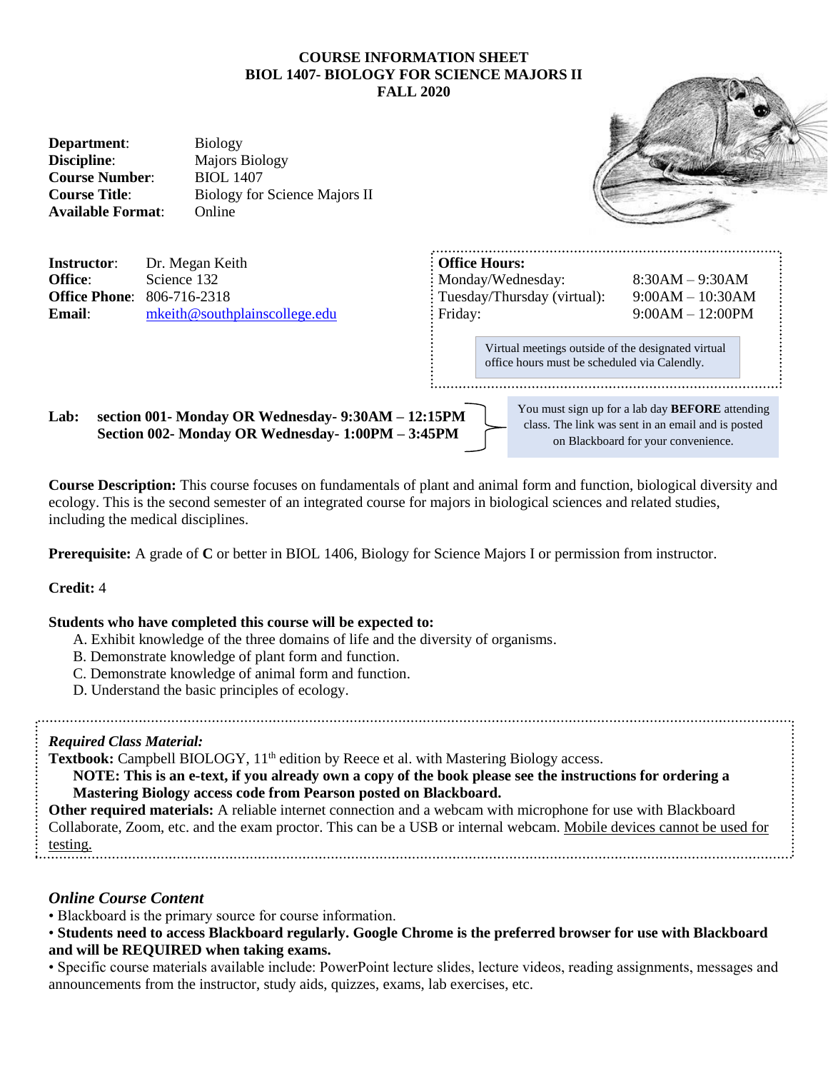# COURSE INFORMATION SHEET
# BIOL 1407- BIOLOGY FOR SCIENCE MAJORS II
# FALL 2020

**Department**: Biology
**Discipline**: Majors Biology
**Course Number**: BIOL 1407
**Course Title**: Biology for Science Majors II
**Available Format**: Online

**Instructor**: Dr. Megan Keith
**Office**: Science 132
**Office Phone**: 806-716-2318
**Email**: mkeith@southplainscollege.edu

**Office Hours:**

| | |
|---|---|
| Monday/Wednesday: | 8:30AM – 9:30AM |
| Tuesday/Thursday (virtual): | 9:00AM – 10:30AM |
| Friday: | 9:00AM – 12:00PM |

Virtual meetings outside of the designated virtual office hours must be scheduled via Calendly.

**Lab: section 001- Monday OR Wednesday- 9:30AM – 12:15PM**
**Section 002- Monday OR Wednesday- 1:00PM – 3:45PM**

You must sign up for a lab day **BEFORE** attending class. The link was sent in an email and is posted on Blackboard for your convenience.

**Course Description:** This course focuses on fundamentals of plant and animal form and function, biological diversity and ecology. This is the second semester of an integrated course for majors in biological sciences and related studies, including the medical disciplines.

**Prerequisite:** A grade of **C** or better in BIOL 1406, Biology for Science Majors I or permission from instructor.

**Credit:** 4

**Students who have completed this course will be expected to:**

A. Exhibit knowledge of the three domains of life and the diversity of organisms.
B. Demonstrate knowledge of plant form and function.
C. Demonstrate knowledge of animal form and function.
D. Understand the basic principles of ecology.

***Required Class Material:***

**Textbook:** Campbell BIOLOGY, 11th edition by Reece et al. with Mastering Biology access.

**NOTE: This is an e-text, if you already own a copy of the book please see the instructions for ordering a Mastering Biology access code from Pearson posted on Blackboard.**

**Other required materials:** A reliable internet connection and a webcam with microphone for use with Blackboard Collaborate, Zoom, etc. and the exam proctor. This can be a USB or internal webcam. Mobile devices cannot be used for testing.

## *Online Course Content*

- Blackboard is the primary source for course information.
- **Students need to access Blackboard regularly. Google Chrome is the preferred browser for use with Blackboard and will be REQUIRED when taking exams.**
- Specific course materials available include: PowerPoint lecture slides, lecture videos, reading assignments, messages and announcements from the instructor, study aids, quizzes, exams, lab exercises, etc.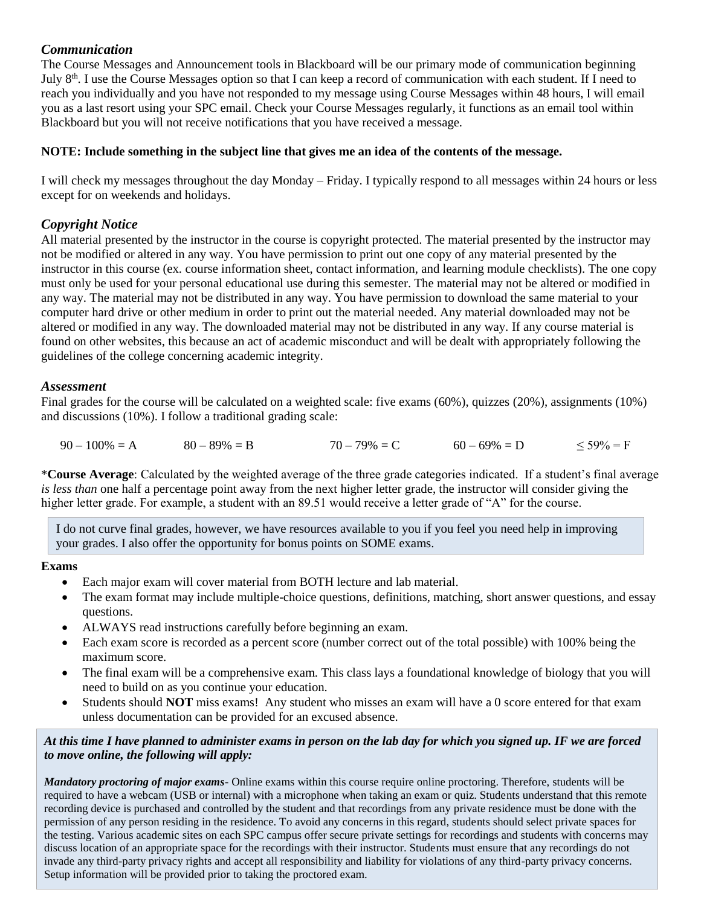### *Communication*

The Course Messages and Announcement tools in Blackboard will be our primary mode of communication beginning July 8th. I use the Course Messages option so that I can keep a record of communication with each student. If I need to reach you individually and you have not responded to my message using Course Messages within 48 hours, I will email you as a last resort using your SPC email. Check your Course Messages regularly, it functions as an email tool within Blackboard but you will not receive notifications that you have received a message.

**NOTE: Include something in the subject line that gives me an idea of the contents of the message.**

I will check my messages throughout the day Monday – Friday. I typically respond to all messages within 24 hours or less except for on weekends and holidays.

### *Copyright Notice*

All material presented by the instructor in the course is copyright protected. The material presented by the instructor may not be modified or altered in any way. You have permission to print out one copy of any material presented by the instructor in this course (ex. course information sheet, contact information, and learning module checklists). The one copy must only be used for your personal educational use during this semester. The material may not be altered or modified in any way. The material may not be distributed in any way. You have permission to download the same material to your computer hard drive or other medium in order to print out the material needed. Any material downloaded may not be altered or modified in any way. The downloaded material may not be distributed in any way. If any course material is found on other websites, this because an act of academic misconduct and will be dealt with appropriately following the guidelines of the college concerning academic integrity.

### *Assessment*

Final grades for the course will be calculated on a weighted scale: five exams (60%), quizzes (20%), assignments (10%) and discussions (10%). I follow a traditional grading scale:

| 90 – 100% = A | 80 – 89% = B | 70 – 79% = C | 60 – 69% = D | ≤ 59% = F |
|---|---|---|---|---|

\***Course Average**: Calculated by the weighted average of the three grade categories indicated. If a student's final average *is less than* one half a percentage point away from the next higher letter grade, the instructor will consider giving the higher letter grade. For example, a student with an 89.51 would receive a letter grade of "A" for the course.

> I do not curve final grades, however, we have resources available to you if you feel you need help in improving your grades. I also offer the opportunity for bonus points on SOME exams.

**Exams**

- Each major exam will cover material from BOTH lecture and lab material.
- The exam format may include multiple-choice questions, definitions, matching, short answer questions, and essay questions.
- ALWAYS read instructions carefully before beginning an exam.
- Each exam score is recorded as a percent score (number correct out of the total possible) with 100% being the maximum score.
- The final exam will be a comprehensive exam. This class lays a foundational knowledge of biology that you will need to build on as you continue your education.
- Students should **NOT** miss exams! Any student who misses an exam will have a 0 score entered for that exam unless documentation can be provided for an excused absence.

> ***At this time I have planned to administer exams in person on the lab day for which you signed up. IF we are forced to move online, the following will apply:***
>
> ***Mandatory proctoring of major exams***- Online exams within this course require online proctoring. Therefore, students will be required to have a webcam (USB or internal) with a microphone when taking an exam or quiz. Students understand that this remote recording device is purchased and controlled by the student and that recordings from any private residence must be done with the permission of any person residing in the residence. To avoid any concerns in this regard, students should select private spaces for the testing. Various academic sites on each SPC campus offer secure private settings for recordings and students with concerns may discuss location of an appropriate space for the recordings with their instructor. Students must ensure that any recordings do not invade any third-party privacy rights and accept all responsibility and liability for violations of any third-party privacy concerns. Setup information will be provided prior to taking the proctored exam.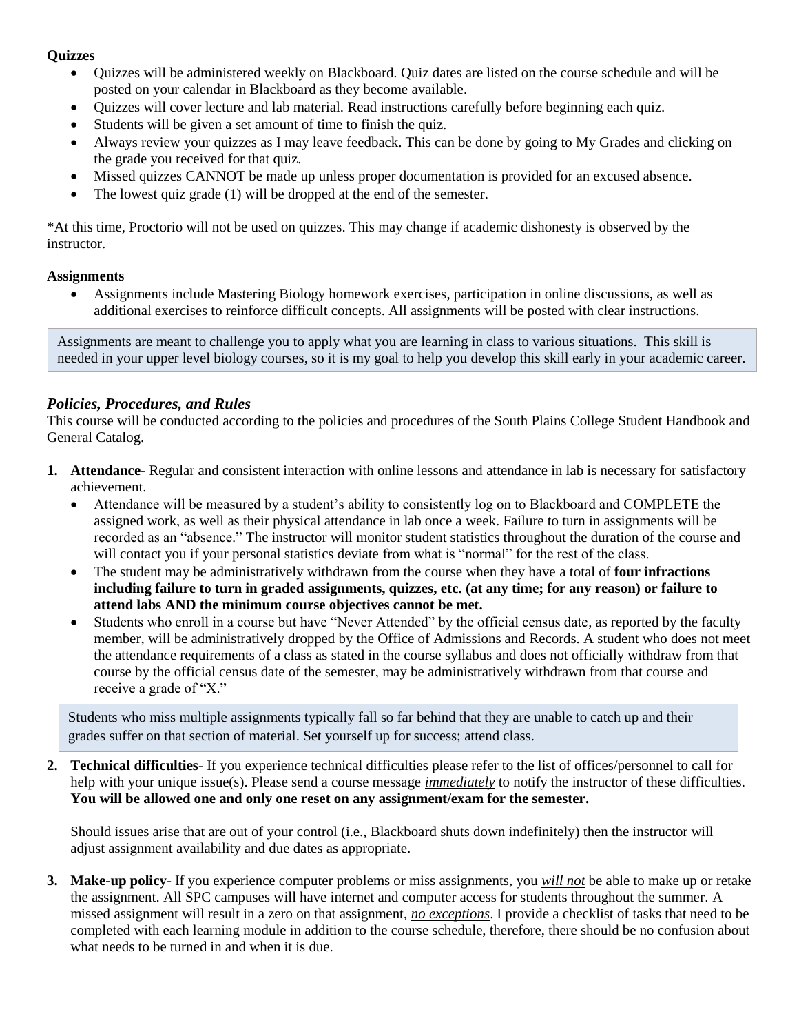**Quizzes**

- Quizzes will be administered weekly on Blackboard. Quiz dates are listed on the course schedule and will be posted on your calendar in Blackboard as they become available.
- Quizzes will cover lecture and lab material. Read instructions carefully before beginning each quiz.
- Students will be given a set amount of time to finish the quiz.
- Always review your quizzes as I may leave feedback. This can be done by going to My Grades and clicking on the grade you received for that quiz.
- Missed quizzes CANNOT be made up unless proper documentation is provided for an excused absence.
- The lowest quiz grade (1) will be dropped at the end of the semester.

*At this time, Proctorio will not be used on quizzes. This may change if academic dishonesty is observed by the instructor.

**Assignments**

- Assignments include Mastering Biology homework exercises, participation in online discussions, as well as additional exercises to reinforce difficult concepts. All assignments will be posted with clear instructions.

> Assignments are meant to challenge you to apply what you are learning in class to various situations. This skill is needed in your upper level biology courses, so it is my goal to help you develop this skill early in your academic career.

### *Policies, Procedures, and Rules*

This course will be conducted according to the policies and procedures of the South Plains College Student Handbook and General Catalog.

1. **Attendance-** Regular and consistent interaction with online lessons and attendance in lab is necessary for satisfactory achievement.
   - Attendance will be measured by a student's ability to consistently log on to Blackboard and COMPLETE the assigned work, as well as their physical attendance in lab once a week. Failure to turn in assignments will be recorded as an "absence." The instructor will monitor student statistics throughout the duration of the course and will contact you if your personal statistics deviate from what is "normal" for the rest of the class.
   - The student may be administratively withdrawn from the course when they have a total of **four infractions including failure to turn in graded assignments, quizzes, etc. (at any time; for any reason) or failure to attend labs AND the minimum course objectives cannot be met.**
   - Students who enroll in a course but have "Never Attended" by the official census date, as reported by the faculty member, will be administratively dropped by the Office of Admissions and Records. A student who does not meet the attendance requirements of a class as stated in the course syllabus and does not officially withdraw from that course by the official census date of the semester, may be administratively withdrawn from that course and receive a grade of "X."

   > Students who miss multiple assignments typically fall so far behind that they are unable to catch up and their grades suffer on that section of material. Set yourself up for success; attend class.

2. **Technical difficulties**- If you experience technical difficulties please refer to the list of offices/personnel to call for help with your unique issue(s). Please send a course message ***immediately*** to notify the instructor of these difficulties. **You will be allowed one and only one reset on any assignment/exam for the semester.**

   Should issues arise that are out of your control (i.e., Blackboard shuts down indefinitely) then the instructor will adjust assignment availability and due dates as appropriate.

3. **Make-up policy**- If you experience computer problems or miss assignments, you ***will not*** be able to make up or retake the assignment. All SPC campuses will have internet and computer access for students throughout the summer. A missed assignment will result in a zero on that assignment, ***no exceptions***. I provide a checklist of tasks that need to be completed with each learning module in addition to the course schedule, therefore, there should be no confusion about what needs to be turned in and when it is due.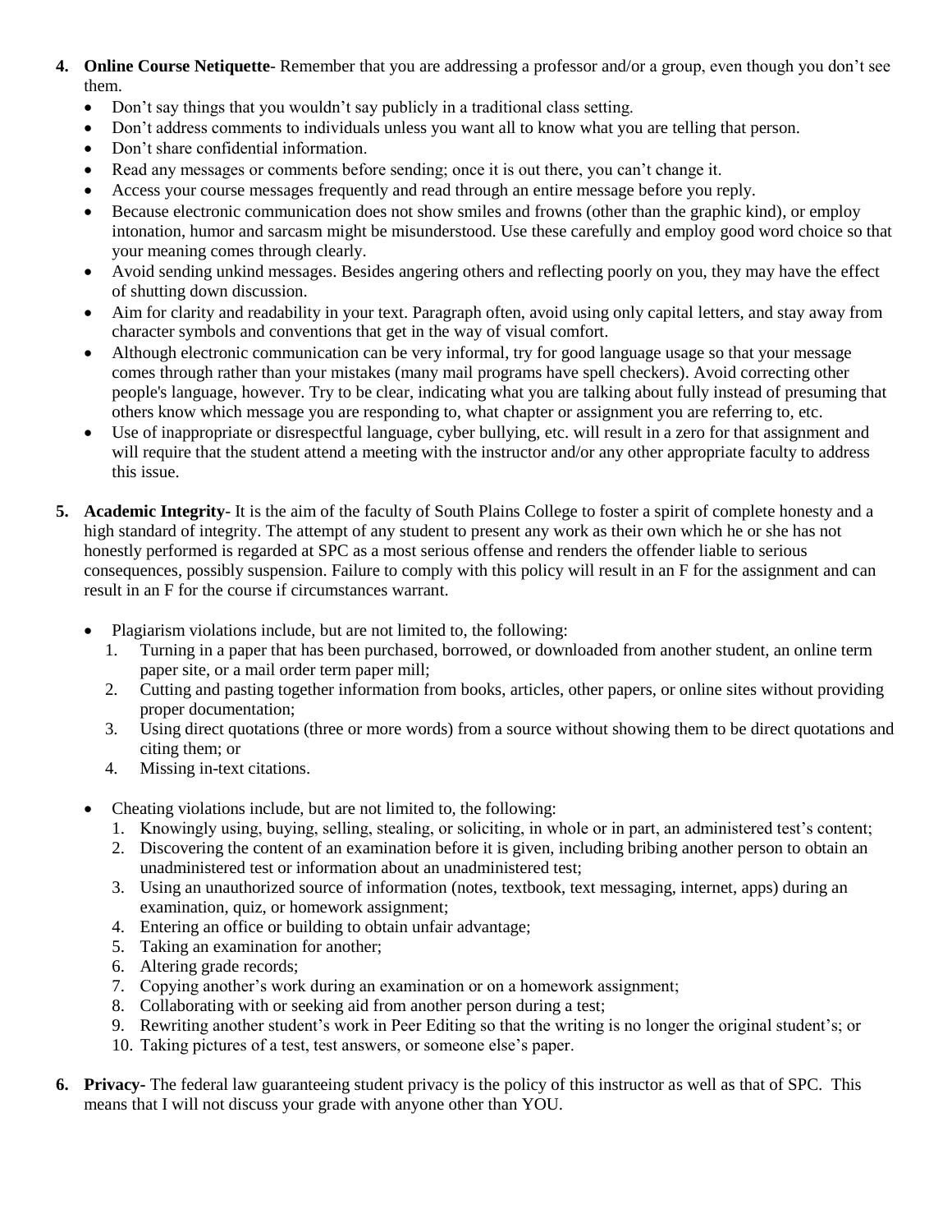4. **Online Course Netiquette**- Remember that you are addressing a professor and/or a group, even though you don't see them.
   - Don't say things that you wouldn't say publicly in a traditional class setting.
   - Don't address comments to individuals unless you want all to know what you are telling that person.
   - Don't share confidential information.
   - Read any messages or comments before sending; once it is out there, you can't change it.
   - Access your course messages frequently and read through an entire message before you reply.
   - Because electronic communication does not show smiles and frowns (other than the graphic kind), or employ intonation, humor and sarcasm might be misunderstood. Use these carefully and employ good word choice so that your meaning comes through clearly.
   - Avoid sending unkind messages. Besides angering others and reflecting poorly on you, they may have the effect of shutting down discussion.
   - Aim for clarity and readability in your text. Paragraph often, avoid using only capital letters, and stay away from character symbols and conventions that get in the way of visual comfort.
   - Although electronic communication can be very informal, try for good language usage so that your message comes through rather than your mistakes (many mail programs have spell checkers). Avoid correcting other people's language, however. Try to be clear, indicating what you are talking about fully instead of presuming that others know which message you are responding to, what chapter or assignment you are referring to, etc.
   - Use of inappropriate or disrespectful language, cyber bullying, etc. will result in a zero for that assignment and will require that the student attend a meeting with the instructor and/or any other appropriate faculty to address this issue.

5. **Academic Integrity**- It is the aim of the faculty of South Plains College to foster a spirit of complete honesty and a high standard of integrity. The attempt of any student to present any work as their own which he or she has not honestly performed is regarded at SPC as a most serious offense and renders the offender liable to serious consequences, possibly suspension. Failure to comply with this policy will result in an F for the assignment and can result in an F for the course if circumstances warrant.

   - Plagiarism violations include, but are not limited to, the following:
     1. Turning in a paper that has been purchased, borrowed, or downloaded from another student, an online term paper site, or a mail order term paper mill;
     2. Cutting and pasting together information from books, articles, other papers, or online sites without providing proper documentation;
     3. Using direct quotations (three or more words) from a source without showing them to be direct quotations and citing them; or
     4. Missing in-text citations.

   - Cheating violations include, but are not limited to, the following:
     1. Knowingly using, buying, selling, stealing, or soliciting, in whole or in part, an administered test's content;
     2. Discovering the content of an examination before it is given, including bribing another person to obtain an unadministered test or information about an unadministered test;
     3. Using an unauthorized source of information (notes, textbook, text messaging, internet, apps) during an examination, quiz, or homework assignment;
     4. Entering an office or building to obtain unfair advantage;
     5. Taking an examination for another;
     6. Altering grade records;
     7. Copying another's work during an examination or on a homework assignment;
     8. Collaborating with or seeking aid from another person during a test;
     9. Rewriting another student's work in Peer Editing so that the writing is no longer the original student's; or
     10. Taking pictures of a test, test answers, or someone else's paper.

6. **Privacy-** The federal law guaranteeing student privacy is the policy of this instructor as well as that of SPC. This means that I will not discuss your grade with anyone other than YOU.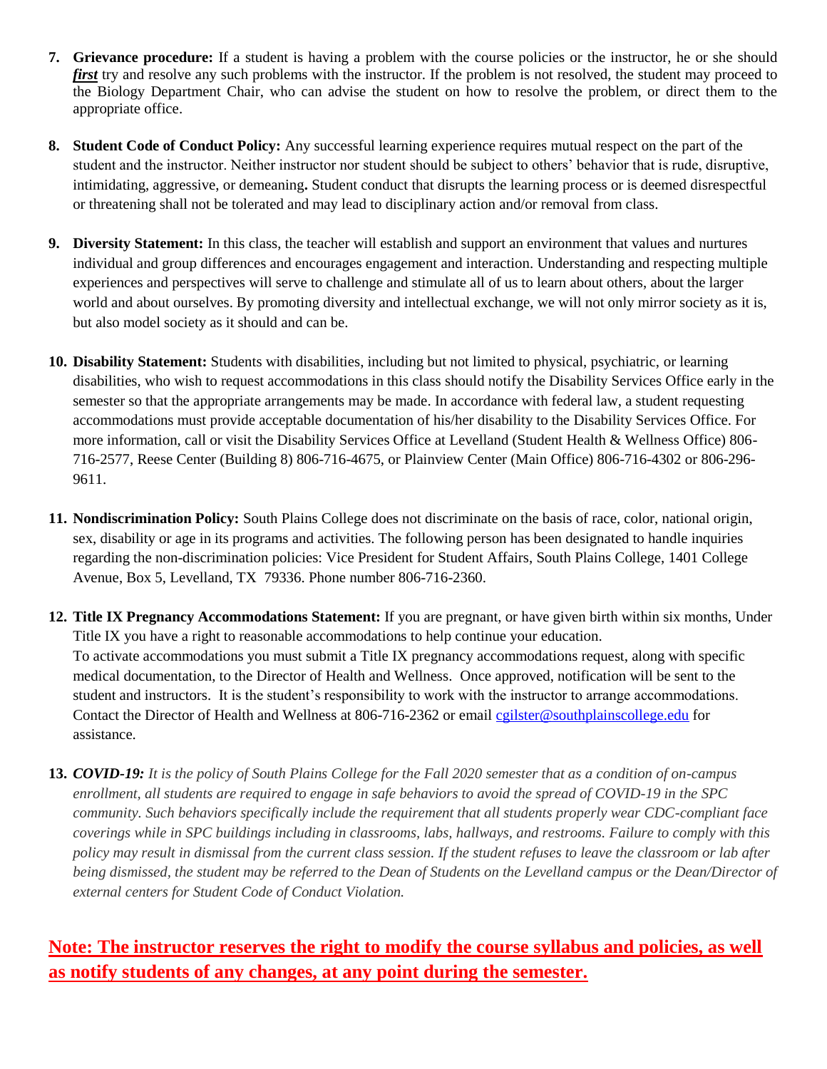7. **Grievance procedure:** If a student is having a problem with the course policies or the instructor, he or she should ***first*** try and resolve any such problems with the instructor. If the problem is not resolved, the student may proceed to the Biology Department Chair, who can advise the student on how to resolve the problem, or direct them to the appropriate office.

8. **Student Code of Conduct Policy:** Any successful learning experience requires mutual respect on the part of the student and the instructor. Neither instructor nor student should be subject to others' behavior that is rude, disruptive, intimidating, aggressive, or demeaning**.** Student conduct that disrupts the learning process or is deemed disrespectful or threatening shall not be tolerated and may lead to disciplinary action and/or removal from class.

9. **Diversity Statement:** In this class, the teacher will establish and support an environment that values and nurtures individual and group differences and encourages engagement and interaction. Understanding and respecting multiple experiences and perspectives will serve to challenge and stimulate all of us to learn about others, about the larger world and about ourselves. By promoting diversity and intellectual exchange, we will not only mirror society as it is, but also model society as it should and can be.

10. **Disability Statement:** Students with disabilities, including but not limited to physical, psychiatric, or learning disabilities, who wish to request accommodations in this class should notify the Disability Services Office early in the semester so that the appropriate arrangements may be made. In accordance with federal law, a student requesting accommodations must provide acceptable documentation of his/her disability to the Disability Services Office. For more information, call or visit the Disability Services Office at Levelland (Student Health & Wellness Office) 806-716-2577, Reese Center (Building 8) 806-716-4675, or Plainview Center (Main Office) 806-716-4302 or 806-296-9611.

11. **Nondiscrimination Policy:** South Plains College does not discriminate on the basis of race, color, national origin, sex, disability or age in its programs and activities. The following person has been designated to handle inquiries regarding the non-discrimination policies: Vice President for Student Affairs, South Plains College, 1401 College Avenue, Box 5, Levelland, TX 79336. Phone number 806-716-2360.

12. **Title IX Pregnancy Accommodations Statement:** If you are pregnant, or have given birth within six months, Under Title IX you have a right to reasonable accommodations to help continue your education.
    To activate accommodations you must submit a Title IX pregnancy accommodations request, along with specific medical documentation, to the Director of Health and Wellness. Once approved, notification will be sent to the student and instructors. It is the student's responsibility to work with the instructor to arrange accommodations. Contact the Director of Health and Wellness at 806-716-2362 or email cgilster@southplainscollege.edu for assistance.

13. ***COVID-19:*** *It is the policy of South Plains College for the Fall 2020 semester that as a condition of on-campus enrollment, all students are required to engage in safe behaviors to avoid the spread of COVID-19 in the SPC community. Such behaviors specifically include the requirement that all students properly wear CDC-compliant face coverings while in SPC buildings including in classrooms, labs, hallways, and restrooms. Failure to comply with this policy may result in dismissal from the current class session. If the student refuses to leave the classroom or lab after being dismissed, the student may be referred to the Dean of Students on the Levelland campus or the Dean/Director of external centers for Student Code of Conduct Violation.*

**Note: The instructor reserves the right to modify the course syllabus and policies, as well as notify students of any changes, at any point during the semester.**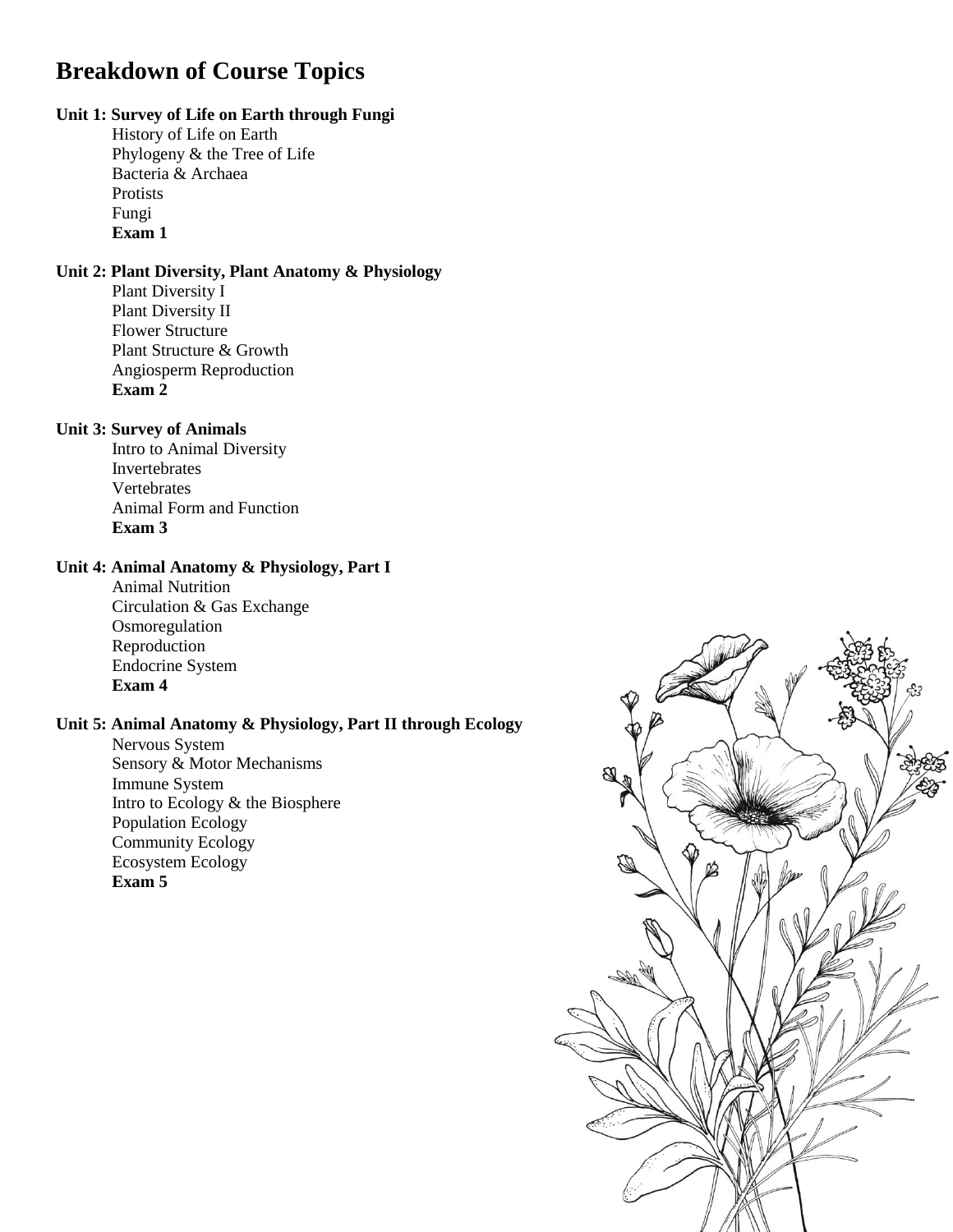# Breakdown of Course Topics

**Unit 1: Survey of Life on Earth through Fungi**

- History of Life on Earth
- Phylogeny & the Tree of Life
- Bacteria & Archaea
- Protists
- Fungi
- **Exam 1**

**Unit 2: Plant Diversity, Plant Anatomy & Physiology**

- Plant Diversity I
- Plant Diversity II
- Flower Structure
- Plant Structure & Growth
- Angiosperm Reproduction
- **Exam 2**

**Unit 3: Survey of Animals**

- Intro to Animal Diversity
- Invertebrates
- Vertebrates
- Animal Form and Function
- **Exam 3**

**Unit 4: Animal Anatomy & Physiology, Part I**

- Animal Nutrition
- Circulation & Gas Exchange
- Osmoregulation
- Reproduction
- Endocrine System
- **Exam 4**

**Unit 5: Animal Anatomy & Physiology, Part II through Ecology**

- Nervous System
- Sensory & Motor Mechanisms
- Immune System
- Intro to Ecology & the Biosphere
- Population Ecology
- Community Ecology
- Ecosystem Ecology
- **Exam 5**